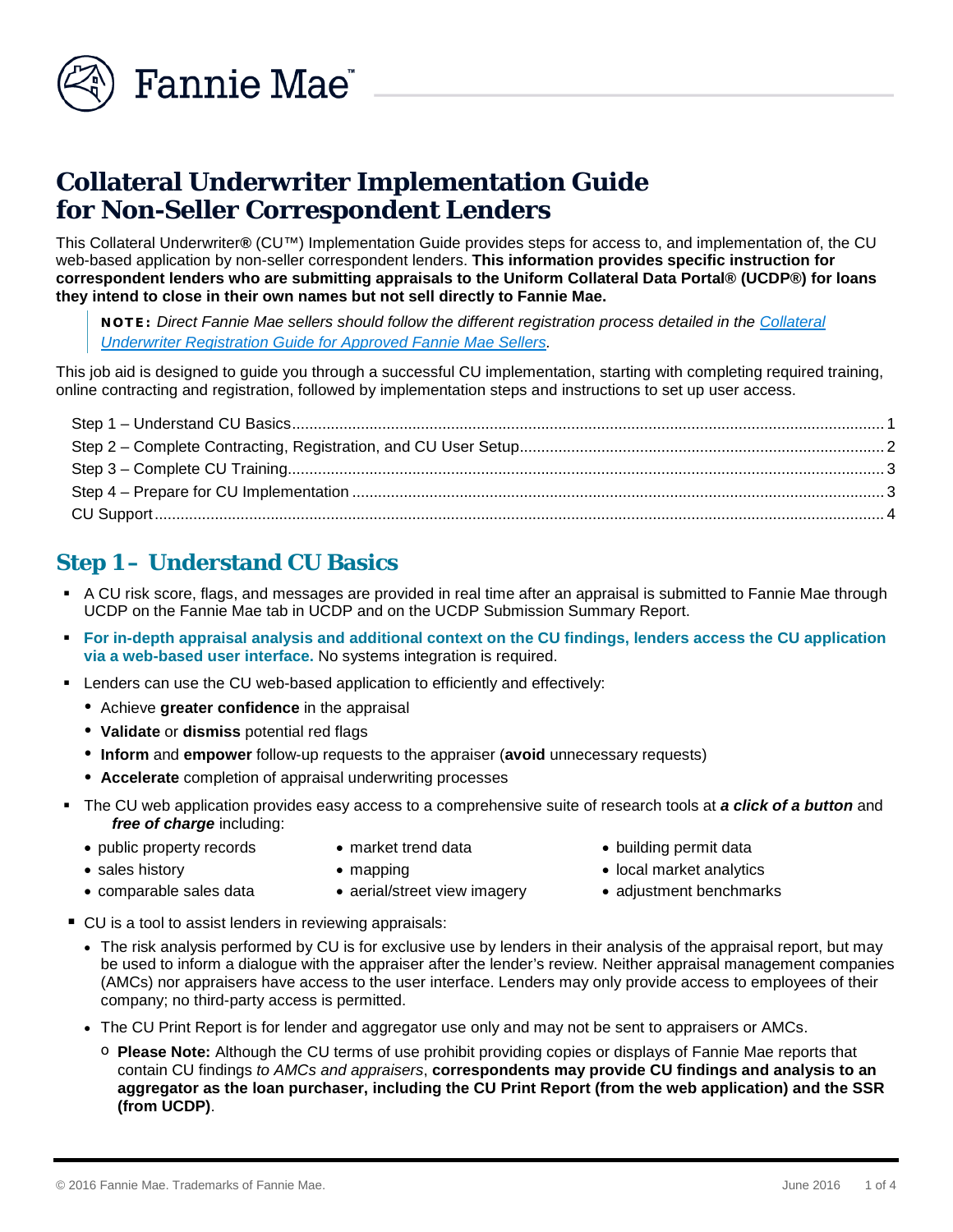# Collateral Underwriter Implementation Guide for Non-Seller Correspondent Lenders

This Collateral Underwriter**®** (CU™) Implementation Guide provides steps for access to, and implementation of, the CU web-based application by non-seller correspondent lenders. **This information provides specific instruction for correspondent lenders who are submitting appraisals to the Uniform Collateral Data Portal® (UCDP®) for loans they intend to close in their own names but not sell directly to Fannie Mae.**

> **NOTE:** *Direct Fannie Mae sellers should follow the different registration process detailed in the [Collateral Underwriter Registration Guide for Approved Fannie Mae Sellers](#).*

This job aid is designed to guide you through a successful CU implementation, starting with completing required training, online contracting and registration, followed by implementation steps and instructions to set up user access.

- Step 1 – Understand CU Basics ........ 1
- Step 2 – Complete Contracting, Registration, and CU User Setup ........ 2
- Step 3 – Complete CU Training ........ 3
- Step 4 – Prepare for CU Implementation ........ 3
- CU Support ........ 4

## Step 1 – Understand CU Basics

- A CU risk score, flags, and messages are provided in real time after an appraisal is submitted to Fannie Mae through UCDP on the Fannie Mae tab in UCDP and on the UCDP Submission Summary Report.
- **For in-depth appraisal analysis and additional context on the CU findings, lenders access the CU application via a web-based user interface.** No systems integration is required.
- Lenders can use the CU web-based application to efficiently and effectively:
  - Achieve **greater confidence** in the appraisal
  - **Validate** or **dismiss** potential red flags
  - **Inform** and **empower** follow-up requests to the appraiser (**avoid** unnecessary requests)
  - **Accelerate** completion of appraisal underwriting processes
- The CU web application provides easy access to a comprehensive suite of research tools at ***a click of a button*** and ***free of charge*** including:
  - public property records
  - sales history
  - comparable sales data
  - market trend data
  - mapping
  - aerial/street view imagery
  - building permit data
  - local market analytics
  - adjustment benchmarks
- CU is a tool to assist lenders in reviewing appraisals:
  - The risk analysis performed by CU is for exclusive use by lenders in their analysis of the appraisal report, but may be used to inform a dialogue with the appraiser after the lender's review. Neither appraisal management companies (AMCs) nor appraisers have access to the user interface. Lenders may only provide access to employees of their company; no third-party access is permitted.
  - The CU Print Report is for lender and aggregator use only and may not be sent to appraisers or AMCs.
    - **Please Note:** Although the CU terms of use prohibit providing copies or displays of Fannie Mae reports that contain CU findings *to AMCs and appraisers*, **correspondents may provide CU findings and analysis to an aggregator as the loan purchaser, including the CU Print Report (from the web application) and the SSR (from UCDP)**.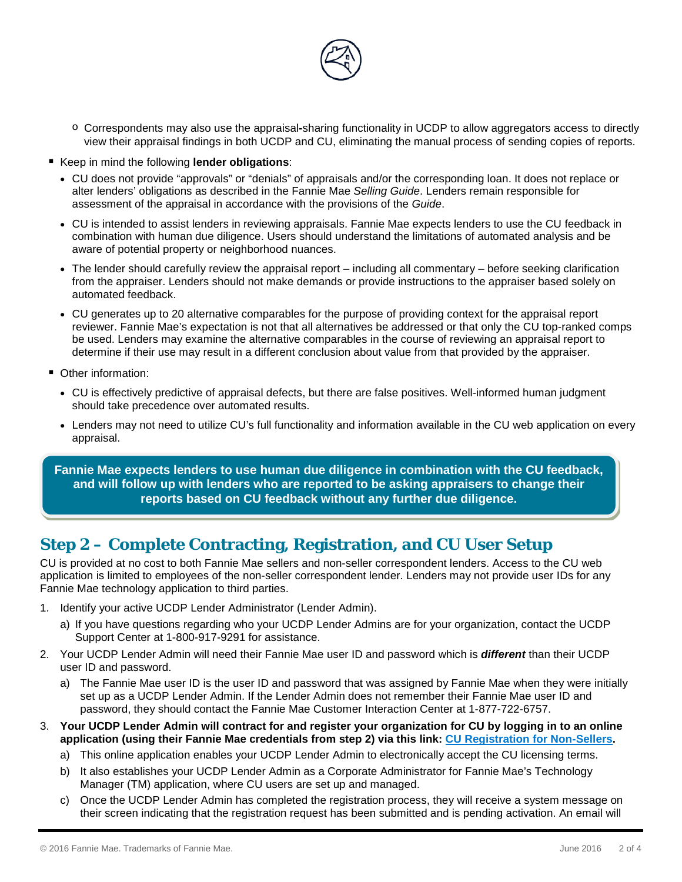- Correspondents may also use the appraisal-sharing functionality in UCDP to allow aggregators access to directly view their appraisal findings in both UCDP and CU, eliminating the manual process of sending copies of reports.

- Keep in mind the following **lender obligations**:
  - CU does not provide "approvals" or "denials" of appraisals and/or the corresponding loan. It does not replace or alter lenders' obligations as described in the Fannie Mae *Selling Guide*. Lenders remain responsible for assessment of the appraisal in accordance with the provisions of the *Guide*.
  - CU is intended to assist lenders in reviewing appraisals. Fannie Mae expects lenders to use the CU feedback in combination with human due diligence. Users should understand the limitations of automated analysis and be aware of potential property or neighborhood nuances.
  - The lender should carefully review the appraisal report – including all commentary – before seeking clarification from the appraiser. Lenders should not make demands or provide instructions to the appraiser based solely on automated feedback.
  - CU generates up to 20 alternative comparables for the purpose of providing context for the appraisal report reviewer. Fannie Mae's expectation is not that all alternatives be addressed or that only the CU top-ranked comps be used. Lenders may examine the alternative comparables in the course of reviewing an appraisal report to determine if their use may result in a different conclusion about value from that provided by the appraiser.

- Other information:
  - CU is effectively predictive of appraisal defects, but there are false positives. Well-informed human judgment should take precedence over automated results.
  - Lenders may not need to utilize CU's full functionality and information available in the CU web application on every appraisal.

**Fannie Mae expects lenders to use human due diligence in combination with the CU feedback, and will follow up with lenders who are reported to be asking appraisers to change their reports based on CU feedback without any further due diligence.**

## Step 2 – Complete Contracting, Registration, and CU User Setup

CU is provided at no cost to both Fannie Mae sellers and non-seller correspondent lenders. Access to the CU web application is limited to employees of the non-seller correspondent lender. Lenders may not provide user IDs for any Fannie Mae technology application to third parties.

1. Identify your active UCDP Lender Administrator (Lender Admin).
   a) If you have questions regarding who your UCDP Lender Admins are for your organization, contact the UCDP Support Center at 1-800-917-9291 for assistance.
2. Your UCDP Lender Admin will need their Fannie Mae user ID and password which is ***different*** than their UCDP user ID and password.
   a) The Fannie Mae user ID is the user ID and password that was assigned by Fannie Mae when they were initially set up as a UCDP Lender Admin. If the Lender Admin does not remember their Fannie Mae user ID and password, they should contact the Fannie Mae Customer Interaction Center at 1-877-722-6757.
3. **Your UCDP Lender Admin will contract for and register your organization for CU by logging in to an online application (using their Fannie Mae credentials from step 2) via this link: CU Registration for Non-Sellers.**
   a) This online application enables your UCDP Lender Admin to electronically accept the CU licensing terms.
   b) It also establishes your UCDP Lender Admin as a Corporate Administrator for Fannie Mae's Technology Manager (TM) application, where CU users are set up and managed.
   c) Once the UCDP Lender Admin has completed the registration process, they will receive a system message on their screen indicating that the registration request has been submitted and is pending activation. An email will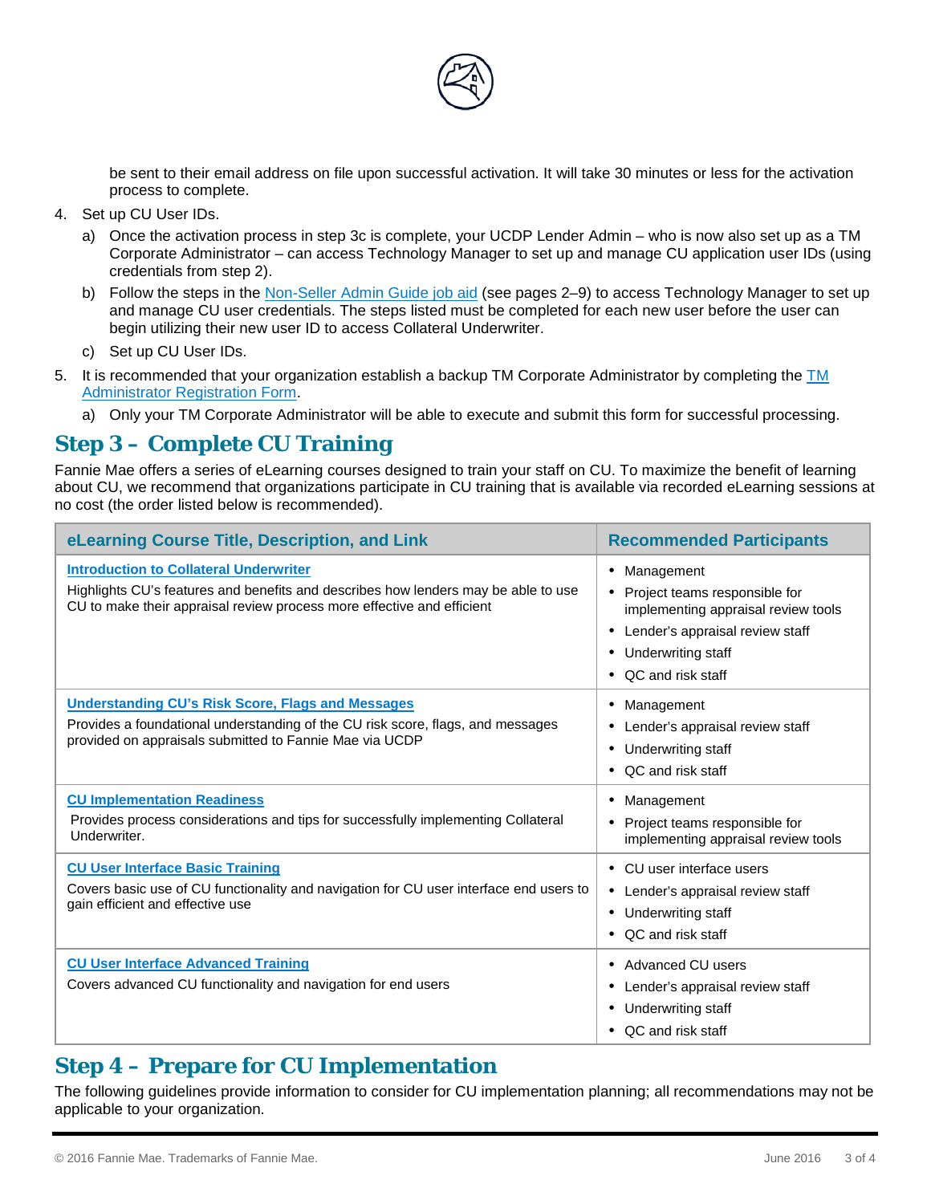be sent to their email address on file upon successful activation. It will take 30 minutes or less for the activation process to complete.

4. Set up CU User IDs.
   a) Once the activation process in step 3c is complete, your UCDP Lender Admin – who is now also set up as a TM Corporate Administrator – can access Technology Manager to set up and manage CU application user IDs (using credentials from step 2).
   b) Follow the steps in the Non-Seller Admin Guide job aid (see pages 2–9) to access Technology Manager to set up and manage CU user credentials. The steps listed must be completed for each new user before the user can begin utilizing their new user ID to access Collateral Underwriter.
   c) Set up CU User IDs.
5. It is recommended that your organization establish a backup TM Corporate Administrator by completing the TM Administrator Registration Form.
   a) Only your TM Corporate Administrator will be able to execute and submit this form for successful processing.

## Step 3 – Complete CU Training

Fannie Mae offers a series of eLearning courses designed to train your staff on CU. To maximize the benefit of learning about CU, we recommend that organizations participate in CU training that is available via recorded eLearning sessions at no cost (the order listed below is recommended).

| eLearning Course Title, Description, and Link | Recommended Participants |
|---|---|
| **Introduction to Collateral Underwriter**<br>Highlights CU's features and benefits and describes how lenders may be able to use CU to make their appraisal review process more effective and efficient | • Management<br>• Project teams responsible for implementing appraisal review tools<br>• Lender's appraisal review staff<br>• Underwriting staff<br>• QC and risk staff |
| **Understanding CU's Risk Score, Flags and Messages**<br>Provides a foundational understanding of the CU risk score, flags, and messages provided on appraisals submitted to Fannie Mae via UCDP | • Management<br>• Lender's appraisal review staff<br>• Underwriting staff<br>• QC and risk staff |
| **CU Implementation Readiness**<br>Provides process considerations and tips for successfully implementing Collateral Underwriter. | • Management<br>• Project teams responsible for implementing appraisal review tools |
| **CU User Interface Basic Training**<br>Covers basic use of CU functionality and navigation for CU user interface end users to gain efficient and effective use | • CU user interface users<br>• Lender's appraisal review staff<br>• Underwriting staff<br>• QC and risk staff |
| **CU User Interface Advanced Training**<br>Covers advanced CU functionality and navigation for end users | • Advanced CU users<br>• Lender's appraisal review staff<br>• Underwriting staff<br>• QC and risk staff |

## Step 4 – Prepare for CU Implementation

The following guidelines provide information to consider for CU implementation planning; all recommendations may not be applicable to your organization.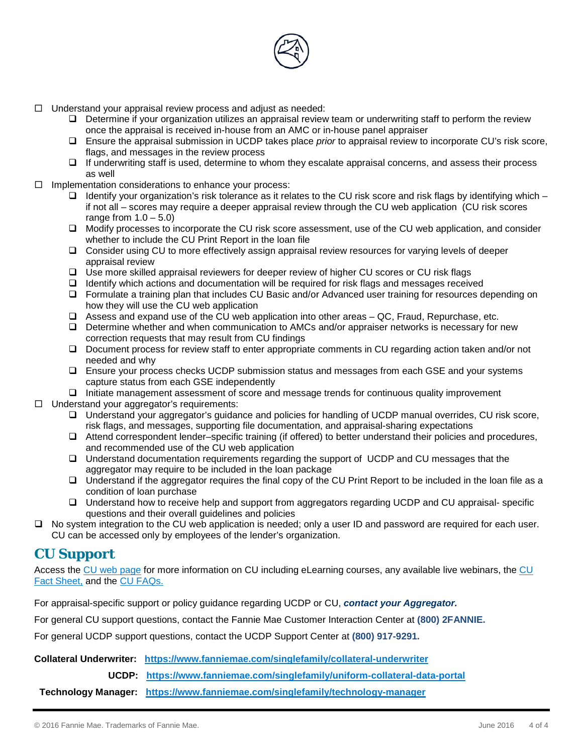- Understand your appraisal review process and adjust as needed:
  - Determine if your organization utilizes an appraisal review team or underwriting staff to perform the review once the appraisal is received in-house from an AMC or in-house panel appraiser
  - Ensure the appraisal submission in UCDP takes place *prior* to appraisal review to incorporate CU's risk score, flags, and messages in the review process
  - If underwriting staff is used, determine to whom they escalate appraisal concerns, and assess their process as well
- Implementation considerations to enhance your process:
  - Identify your organization's risk tolerance as it relates to the CU risk score and risk flags by identifying which – if not all – scores may require a deeper appraisal review through the CU web application (CU risk scores range from 1.0 – 5.0)
  - Modify processes to incorporate the CU risk score assessment, use of the CU web application, and consider whether to include the CU Print Report in the loan file
  - Consider using CU to more effectively assign appraisal review resources for varying levels of deeper appraisal review
  - Use more skilled appraisal reviewers for deeper review of higher CU scores or CU risk flags
  - Identify which actions and documentation will be required for risk flags and messages received
  - Formulate a training plan that includes CU Basic and/or Advanced user training for resources depending on how they will use the CU web application
  - Assess and expand use of the CU web application into other areas – QC, Fraud, Repurchase, etc.
  - Determine whether and when communication to AMCs and/or appraiser networks is necessary for new correction requests that may result from CU findings
  - Document process for review staff to enter appropriate comments in CU regarding action taken and/or not needed and why
  - Ensure your process checks UCDP submission status and messages from each GSE and your systems capture status from each GSE independently
  - Initiate management assessment of score and message trends for continuous quality improvement
- Understand your aggregator's requirements:
  - Understand your aggregator's guidance and policies for handling of UCDP manual overrides, CU risk score, risk flags, and messages, supporting file documentation, and appraisal-sharing expectations
  - Attend correspondent lender–specific training (if offered) to better understand their policies and procedures, and recommended use of the CU web application
  - Understand documentation requirements regarding the support of UCDP and CU messages that the aggregator may require to be included in the loan package
  - Understand if the aggregator requires the final copy of the CU Print Report to be included in the loan file as a condition of loan purchase
  - Understand how to receive help and support from aggregators regarding UCDP and CU appraisal- specific questions and their overall guidelines and policies
- No system integration to the CU web application is needed; only a user ID and password are required for each user. CU can be accessed only by employees of the lender's organization.

## CU Support

Access the CU web page for more information on CU including eLearning courses, any available live webinars, the CU Fact Sheet, and the CU FAQs.

For appraisal-specific support or policy guidance regarding UCDP or CU, ***contact your Aggregator.***

For general CU support questions, contact the Fannie Mae Customer Interaction Center at **(800) 2FANNIE.**

For general UCDP support questions, contact the UCDP Support Center at **(800) 917-9291.**

**Collateral Underwriter:** **https://www.fanniemae.com/singlefamily/collateral-underwriter**

**UCDP:** **https://www.fanniemae.com/singlefamily/uniform-collateral-data-portal**

**Technology Manager:** **https://www.fanniemae.com/singlefamily/technology-manager**

© 2016 Fannie Mae. Trademarks of Fannie Mae. June 2016